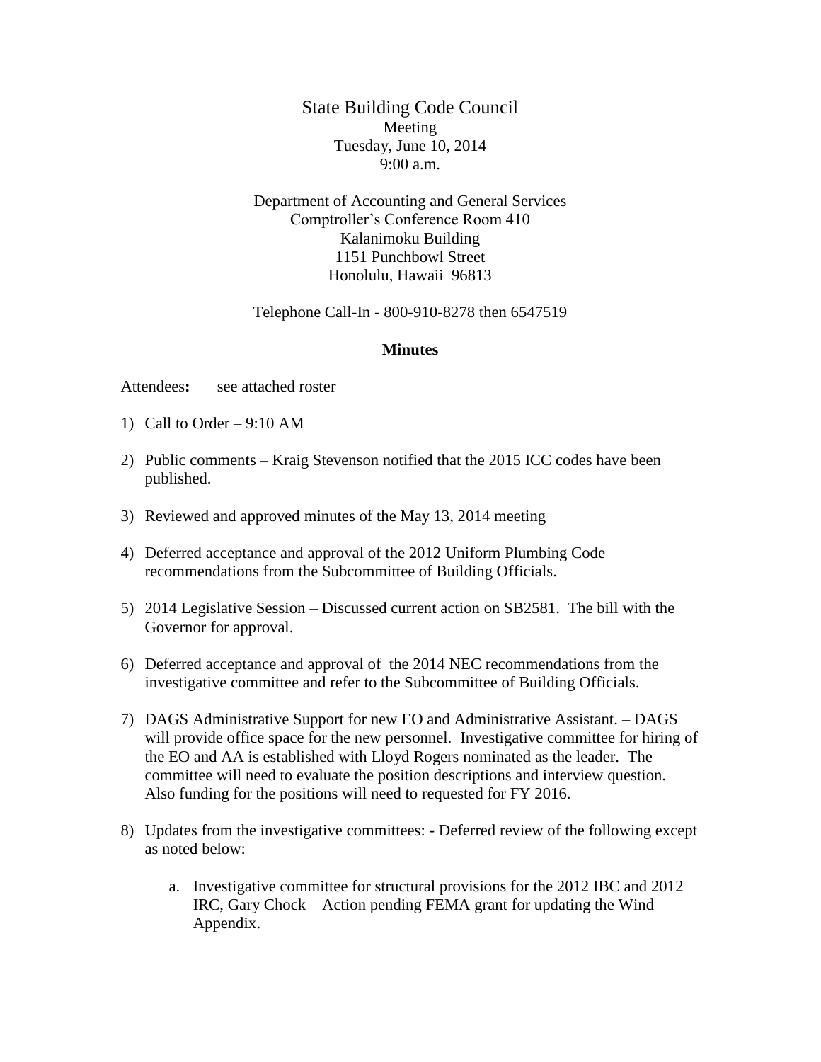# State Building Code Council

Meeting
Tuesday, June 10, 2014
9:00 a.m.

Department of Accounting and General Services
Comptroller's Conference Room 410
Kalanimoku Building
1151 Punchbowl Street
Honolulu, Hawaii 96813

Telephone Call-In - 800-910-8278 then 6547519

**Minutes**

Attendees**:** see attached roster

1) Call to Order – 9:10 AM

2) Public comments – Kraig Stevenson notified that the 2015 ICC codes have been published.

3) Reviewed and approved minutes of the May 13, 2014 meeting

4) Deferred acceptance and approval of the 2012 Uniform Plumbing Code recommendations from the Subcommittee of Building Officials.

5) 2014 Legislative Session – Discussed current action on SB2581. The bill with the Governor for approval.

6) Deferred acceptance and approval of the 2014 NEC recommendations from the investigative committee and refer to the Subcommittee of Building Officials.

7) DAGS Administrative Support for new EO and Administrative Assistant. – DAGS will provide office space for the new personnel. Investigative committee for hiring of the EO and AA is established with Lloyd Rogers nominated as the leader. The committee will need to evaluate the position descriptions and interview question. Also funding for the positions will need to requested for FY 2016.

8) Updates from the investigative committees: - Deferred review of the following except as noted below:

    a. Investigative committee for structural provisions for the 2012 IBC and 2012 IRC, Gary Chock – Action pending FEMA grant for updating the Wind Appendix.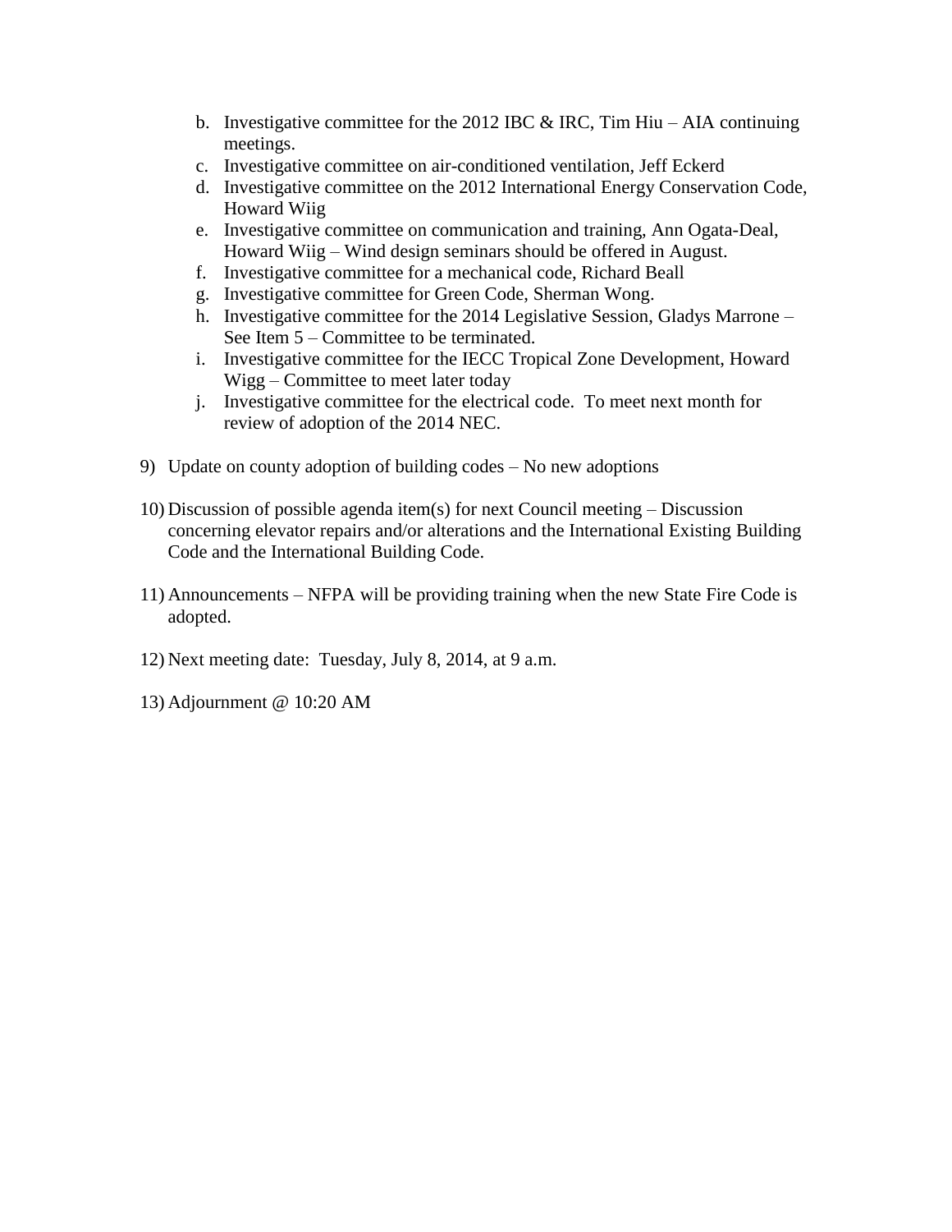b. Investigative committee for the 2012 IBC & IRC, Tim Hiu – AIA continuing meetings.
c. Investigative committee on air-conditioned ventilation, Jeff Eckerd
d. Investigative committee on the 2012 International Energy Conservation Code, Howard Wiig
e. Investigative committee on communication and training, Ann Ogata-Deal, Howard Wiig – Wind design seminars should be offered in August.
f. Investigative committee for a mechanical code, Richard Beall
g. Investigative committee for Green Code, Sherman Wong.
h. Investigative committee for the 2014 Legislative Session, Gladys Marrone – See Item 5 – Committee to be terminated.
i. Investigative committee for the IECC Tropical Zone Development, Howard Wigg – Committee to meet later today
j. Investigative committee for the electrical code. To meet next month for review of adoption of the 2014 NEC.

9) Update on county adoption of building codes – No new adoptions

10) Discussion of possible agenda item(s) for next Council meeting – Discussion concerning elevator repairs and/or alterations and the International Existing Building Code and the International Building Code.

11) Announcements – NFPA will be providing training when the new State Fire Code is adopted.

12) Next meeting date: Tuesday, July 8, 2014, at 9 a.m.

13) Adjournment @ 10:20 AM